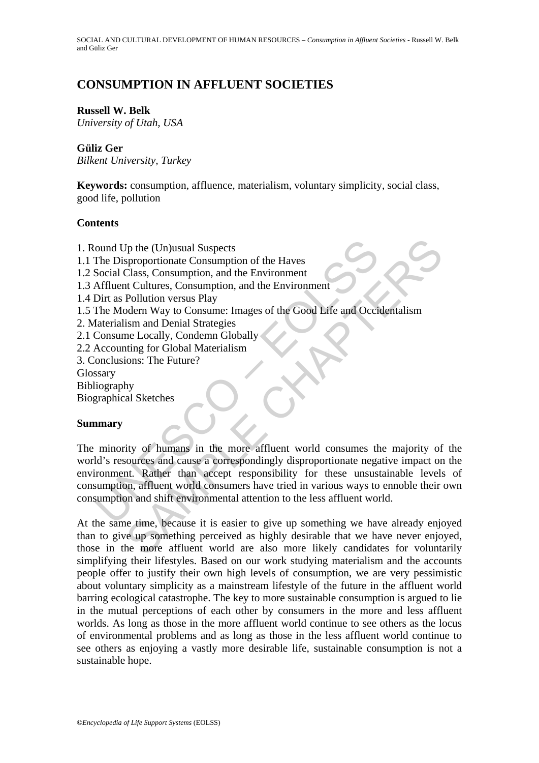# CONSUMPTION IN AFFLUENT SOCIETIES

**Russell W. Belk**
*University of Utah, USA*

**Güliz Ger**
*Bilkent University, Turkey*

**Keywords:** consumption, affluence, materialism, voluntary simplicity, social class, good life, pollution

## Contents

1. Round Up the (Un)usual Suspects
1.1 The Disproportionate Consumption of the Haves
1.2 Social Class, Consumption, and the Environment
1.3 Affluent Cultures, Consumption, and the Environment
1.4 Dirt as Pollution versus Play
1.5 The Modern Way to Consume: Images of the Good Life and Occidentalism
2. Materialism and Denial Strategies
2.1 Consume Locally, Condemn Globally
2.2 Accounting for Global Materialism
3. Conclusions: The Future?
Glossary
Bibliography
Biographical Sketches

## Summary

The minority of humans in the more affluent world consumes the majority of the world's resources and cause a correspondingly disproportionate negative impact on the environment. Rather than accept responsibility for these unsustainable levels of consumption, affluent world consumers have tried in various ways to ennoble their own consumption and shift environmental attention to the less affluent world.

At the same time, because it is easier to give up something we have already enjoyed than to give up something perceived as highly desirable that we have never enjoyed, those in the more affluent world are also more likely candidates for voluntarily simplifying their lifestyles. Based on our work studying materialism and the accounts people offer to justify their own high levels of consumption, we are very pessimistic about voluntary simplicity as a mainstream lifestyle of the future in the affluent world barring ecological catastrophe. The key to more sustainable consumption is argued to lie in the mutual perceptions of each other by consumers in the more and less affluent worlds. As long as those in the more affluent world continue to see others as the locus of environmental problems and as long as those in the less affluent world continue to see others as enjoying a vastly more desirable life, sustainable consumption is not a sustainable hope.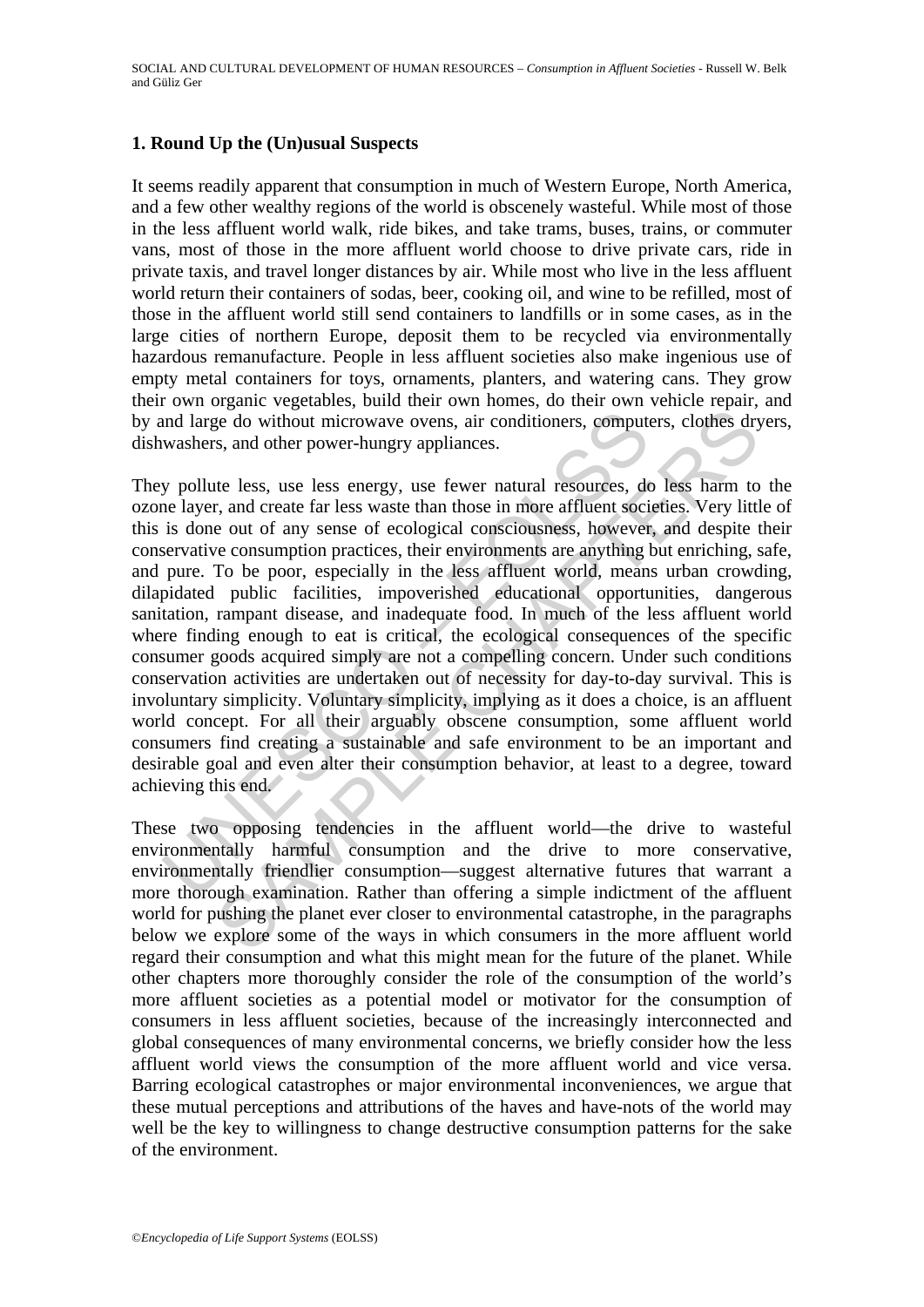### 1. Round Up the (Un)usual Suspects

It seems readily apparent that consumption in much of Western Europe, North America, and a few other wealthy regions of the world is obscenely wasteful. While most of those in the less affluent world walk, ride bikes, and take trams, buses, trains, or commuter vans, most of those in the more affluent world choose to drive private cars, ride in private taxis, and travel longer distances by air. While most who live in the less affluent world return their containers of sodas, beer, cooking oil, and wine to be refilled, most of those in the affluent world still send containers to landfills or in some cases, as in the large cities of northern Europe, deposit them to be recycled via environmentally hazardous remanufacture. People in less affluent societies also make ingenious use of empty metal containers for toys, ornaments, planters, and watering cans. They grow their own organic vegetables, build their own homes, do their own vehicle repair, and by and large do without microwave ovens, air conditioners, computers, clothes dryers, dishwashers, and other power-hungry appliances.

They pollute less, use less energy, use fewer natural resources, do less harm to the ozone layer, and create far less waste than those in more affluent societies. Very little of this is done out of any sense of ecological consciousness, however, and despite their conservative consumption practices, their environments are anything but enriching, safe, and pure. To be poor, especially in the less affluent world, means urban crowding, dilapidated public facilities, impoverished educational opportunities, dangerous sanitation, rampant disease, and inadequate food. In much of the less affluent world where finding enough to eat is critical, the ecological consequences of the specific consumer goods acquired simply are not a compelling concern. Under such conditions conservation activities are undertaken out of necessity for day-to-day survival. This is involuntary simplicity. Voluntary simplicity, implying as it does a choice, is an affluent world concept. For all their arguably obscene consumption, some affluent world consumers find creating a sustainable and safe environment to be an important and desirable goal and even alter their consumption behavior, at least to a degree, toward achieving this end.

These two opposing tendencies in the affluent world—the drive to wasteful environmentally harmful consumption and the drive to more conservative, environmentally friendlier consumption—suggest alternative futures that warrant a more thorough examination. Rather than offering a simple indictment of the affluent world for pushing the planet ever closer to environmental catastrophe, in the paragraphs below we explore some of the ways in which consumers in the more affluent world regard their consumption and what this might mean for the future of the planet. While other chapters more thoroughly consider the role of the consumption of the world's more affluent societies as a potential model or motivator for the consumption of consumers in less affluent societies, because of the increasingly interconnected and global consequences of many environmental concerns, we briefly consider how the less affluent world views the consumption of the more affluent world and vice versa. Barring ecological catastrophes or major environmental inconveniences, we argue that these mutual perceptions and attributions of the haves and have-nots of the world may well be the key to willingness to change destructive consumption patterns for the sake of the environment.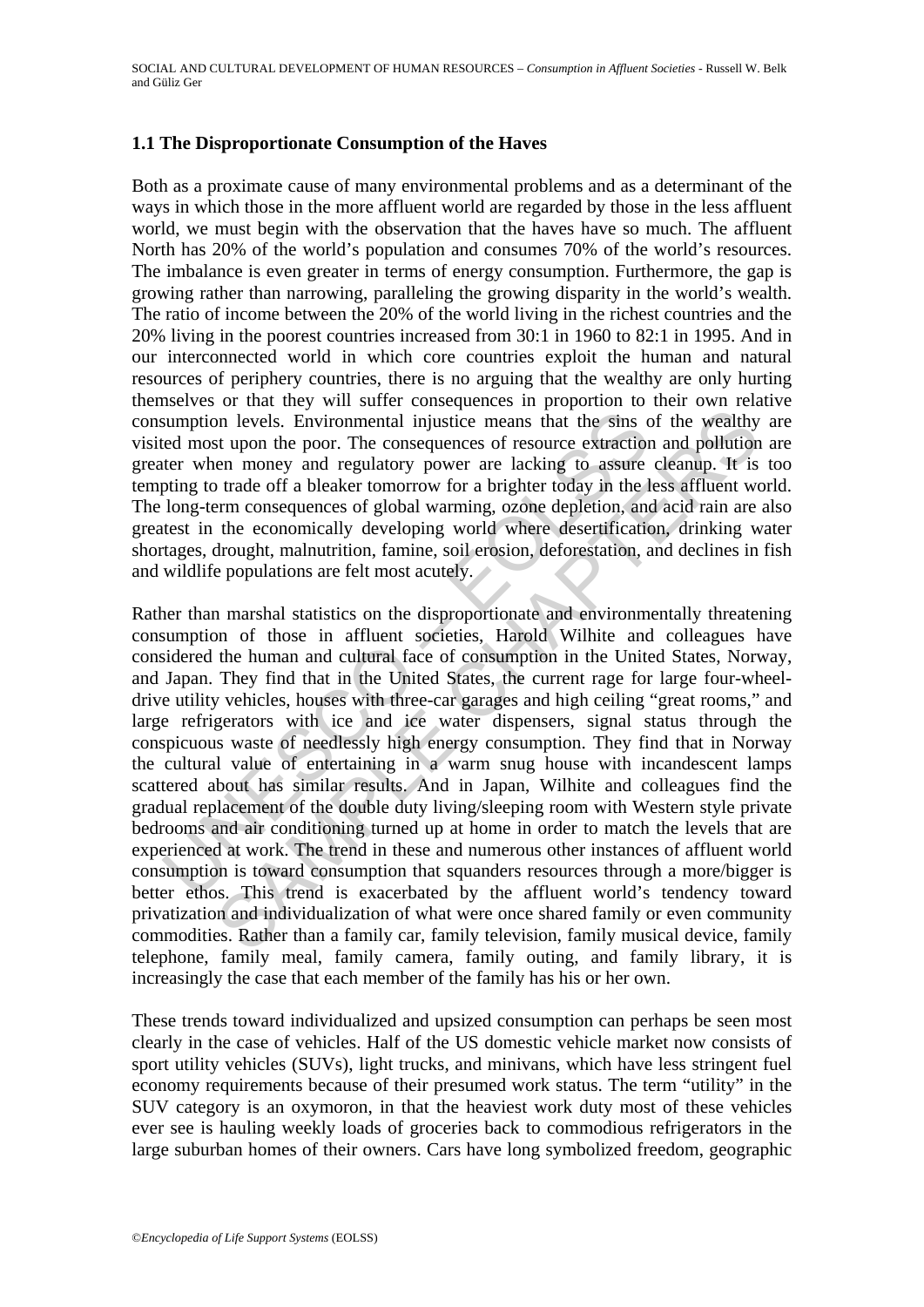### 1.1 The Disproportionate Consumption of the Haves

Both as a proximate cause of many environmental problems and as a determinant of the ways in which those in the more affluent world are regarded by those in the less affluent world, we must begin with the observation that the haves have so much. The affluent North has 20% of the world's population and consumes 70% of the world's resources. The imbalance is even greater in terms of energy consumption. Furthermore, the gap is growing rather than narrowing, paralleling the growing disparity in the world's wealth. The ratio of income between the 20% of the world living in the richest countries and the 20% living in the poorest countries increased from 30:1 in 1960 to 82:1 in 1995. And in our interconnected world in which core countries exploit the human and natural resources of periphery countries, there is no arguing that the wealthy are only hurting themselves or that they will suffer consequences in proportion to their own relative consumption levels. Environmental injustice means that the sins of the wealthy are visited most upon the poor. The consequences of resource extraction and pollution are greater when money and regulatory power are lacking to assure cleanup. It is too tempting to trade off a bleaker tomorrow for a brighter today in the less affluent world. The long-term consequences of global warming, ozone depletion, and acid rain are also greatest in the economically developing world where desertification, drinking water shortages, drought, malnutrition, famine, soil erosion, deforestation, and declines in fish and wildlife populations are felt most acutely.

Rather than marshal statistics on the disproportionate and environmentally threatening consumption of those in affluent societies, Harold Wilhite and colleagues have considered the human and cultural face of consumption in the United States, Norway, and Japan. They find that in the United States, the current rage for large four-wheel-drive utility vehicles, houses with three-car garages and high ceiling "great rooms," and large refrigerators with ice and ice water dispensers, signal status through the conspicuous waste of needlessly high energy consumption. They find that in Norway the cultural value of entertaining in a warm snug house with incandescent lamps scattered about has similar results. And in Japan, Wilhite and colleagues find the gradual replacement of the double duty living/sleeping room with Western style private bedrooms and air conditioning turned up at home in order to match the levels that are experienced at work. The trend in these and numerous other instances of affluent world consumption is toward consumption that squanders resources through a more/bigger is better ethos. This trend is exacerbated by the affluent world's tendency toward privatization and individualization of what were once shared family or even community commodities. Rather than a family car, family television, family musical device, family telephone, family meal, family camera, family outing, and family library, it is increasingly the case that each member of the family has his or her own.

These trends toward individualized and upsized consumption can perhaps be seen most clearly in the case of vehicles. Half of the US domestic vehicle market now consists of sport utility vehicles (SUVs), light trucks, and minivans, which have less stringent fuel economy requirements because of their presumed work status. The term "utility" in the SUV category is an oxymoron, in that the heaviest work duty most of these vehicles ever see is hauling weekly loads of groceries back to commodious refrigerators in the large suburban homes of their owners. Cars have long symbolized freedom, geographic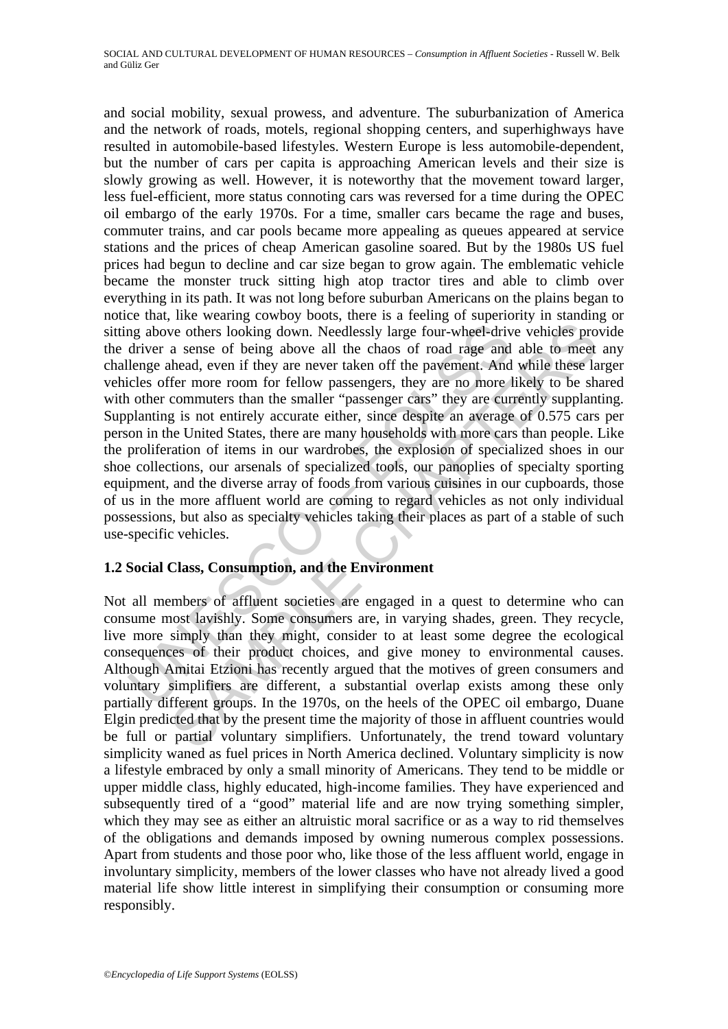and social mobility, sexual prowess, and adventure. The suburbanization of America and the network of roads, motels, regional shopping centers, and superhighways have resulted in automobile-based lifestyles. Western Europe is less automobile-dependent, but the number of cars per capita is approaching American levels and their size is slowly growing as well. However, it is noteworthy that the movement toward larger, less fuel-efficient, more status connoting cars was reversed for a time during the OPEC oil embargo of the early 1970s. For a time, smaller cars became the rage and buses, commuter trains, and car pools became more appealing as queues appeared at service stations and the prices of cheap American gasoline soared. But by the 1980s US fuel prices had begun to decline and car size began to grow again. The emblematic vehicle became the monster truck sitting high atop tractor tires and able to climb over everything in its path. It was not long before suburban Americans on the plains began to notice that, like wearing cowboy boots, there is a feeling of superiority in standing or sitting above others looking down. Needlessly large four-wheel-drive vehicles provide the driver a sense of being above all the chaos of road rage and able to meet any challenge ahead, even if they are never taken off the pavement. And while these larger vehicles offer more room for fellow passengers, they are no more likely to be shared with other commuters than the smaller "passenger cars" they are currently supplanting. Supplanting is not entirely accurate either, since despite an average of 0.575 cars per person in the United States, there are many households with more cars than people. Like the proliferation of items in our wardrobes, the explosion of specialized shoes in our shoe collections, our arsenals of specialized tools, our panoplies of specialty sporting equipment, and the diverse array of foods from various cuisines in our cupboards, those of us in the more affluent world are coming to regard vehicles as not only individual possessions, but also as specialty vehicles taking their places as part of a stable of such use-specific vehicles.

## 1.2 Social Class, Consumption, and the Environment

Not all members of affluent societies are engaged in a quest to determine who can consume most lavishly. Some consumers are, in varying shades, green. They recycle, live more simply than they might, consider to at least some degree the ecological consequences of their product choices, and give money to environmental causes. Although Amitai Etzioni has recently argued that the motives of green consumers and voluntary simplifiers are different, a substantial overlap exists among these only partially different groups. In the 1970s, on the heels of the OPEC oil embargo, Duane Elgin predicted that by the present time the majority of those in affluent countries would be full or partial voluntary simplifiers. Unfortunately, the trend toward voluntary simplicity waned as fuel prices in North America declined. Voluntary simplicity is now a lifestyle embraced by only a small minority of Americans. They tend to be middle or upper middle class, highly educated, high-income families. They have experienced and subsequently tired of a "good" material life and are now trying something simpler, which they may see as either an altruistic moral sacrifice or as a way to rid themselves of the obligations and demands imposed by owning numerous complex possessions. Apart from students and those poor who, like those of the less affluent world, engage in involuntary simplicity, members of the lower classes who have not already lived a good material life show little interest in simplifying their consumption or consuming more responsibly.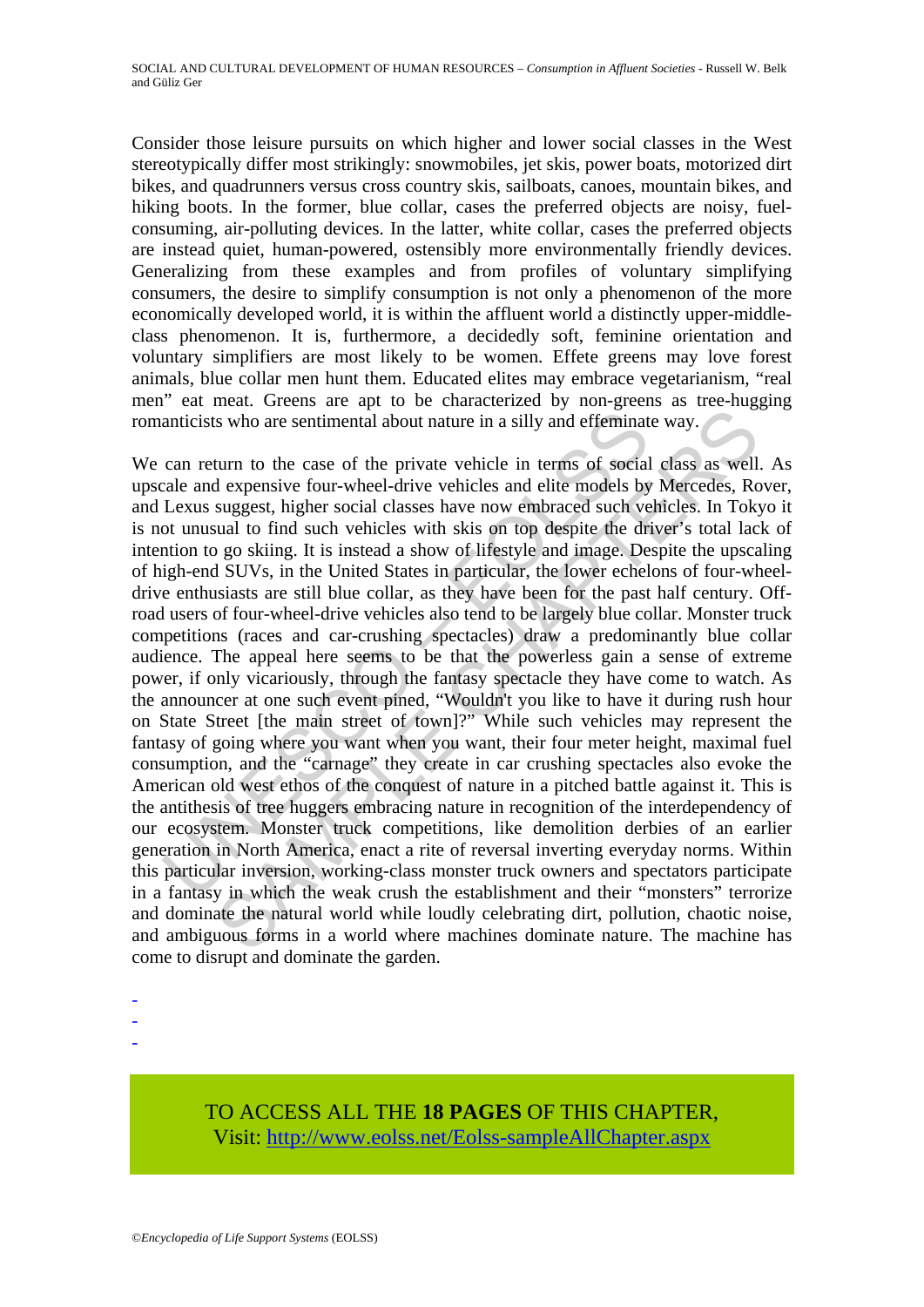Consider those leisure pursuits on which higher and lower social classes in the West stereotypically differ most strikingly: snowmobiles, jet skis, power boats, motorized dirt bikes, and quadrunners versus cross country skis, sailboats, canoes, mountain bikes, and hiking boots. In the former, blue collar, cases the preferred objects are noisy, fuel-consuming, air-polluting devices. In the latter, white collar, cases the preferred objects are instead quiet, human-powered, ostensibly more environmentally friendly devices. Generalizing from these examples and from profiles of voluntary simplifying consumers, the desire to simplify consumption is not only a phenomenon of the more economically developed world, it is within the affluent world a distinctly upper-middle-class phenomenon. It is, furthermore, a decidedly soft, feminine orientation and voluntary simplifiers are most likely to be women. Effete greens may love forest animals, blue collar men hunt them. Educated elites may embrace vegetarianism, "real men" eat meat. Greens are apt to be characterized by non-greens as tree-hugging romanticists who are sentimental about nature in a silly and effeminate way.

We can return to the case of the private vehicle in terms of social class as well. As upscale and expensive four-wheel-drive vehicles and elite models by Mercedes, Rover, and Lexus suggest, higher social classes have now embraced such vehicles. In Tokyo it is not unusual to find such vehicles with skis on top despite the driver's total lack of intention to go skiing. It is instead a show of lifestyle and image. Despite the upscaling of high-end SUVs, in the United States in particular, the lower echelons of four-wheel-drive enthusiasts are still blue collar, as they have been for the past half century. Off-road users of four-wheel-drive vehicles also tend to be largely blue collar. Monster truck competitions (races and car-crushing spectacles) draw a predominantly blue collar audience. The appeal here seems to be that the powerless gain a sense of extreme power, if only vicariously, through the fantasy spectacle they have come to watch. As the announcer at one such event pined, "Wouldn't you like to have it during rush hour on State Street [the main street of town]?" While such vehicles may represent the fantasy of going where you want when you want, their four meter height, maximal fuel consumption, and the "carnage" they create in car crushing spectacles also evoke the American old west ethos of the conquest of nature in a pitched battle against it. This is the antithesis of tree huggers embracing nature in recognition of the interdependency of our ecosystem. Monster truck competitions, like demolition derbies of an earlier generation in North America, enact a rite of reversal inverting everyday norms. Within this particular inversion, working-class monster truck owners and spectators participate in a fantasy in which the weak crush the establishment and their "monsters" terrorize and dominate the natural world while loudly celebrating dirt, pollution, chaotic noise, and ambiguous forms in a world where machines dominate nature. The machine has come to disrupt and dominate the garden.

-
-
-

TO ACCESS ALL THE **18 PAGES** OF THIS CHAPTER,
Visit: http://www.eolss.net/Eolss-sampleAllChapter.aspx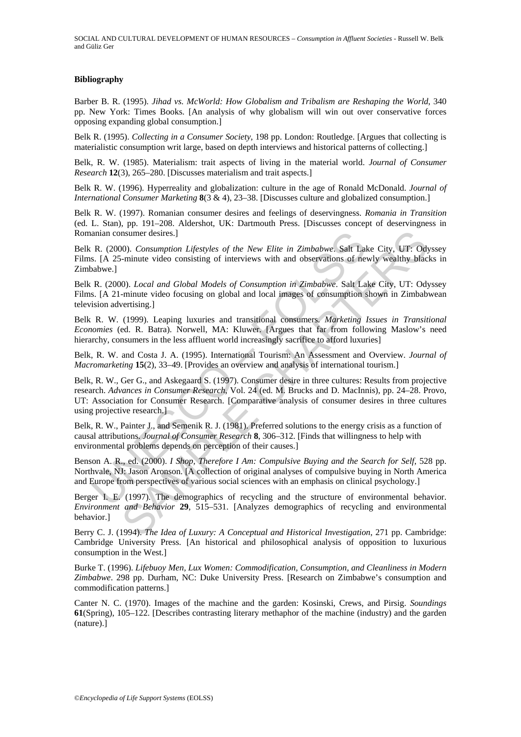### Bibliography

Barber B. R. (1995). *Jihad vs. McWorld: How Globalism and Tribalism are Reshaping the World*, 340 pp. New York: Times Books. [An analysis of why globalism will win out over conservative forces opposing expanding global consumption.]

Belk R. (1995). *Collecting in a Consumer Society*, 198 pp. London: Routledge. [Argues that collecting is materialistic consumption writ large, based on depth interviews and historical patterns of collecting.]

Belk, R. W. (1985). Materialism: trait aspects of living in the material world. *Journal of Consumer Research* **12**(3), 265–280. [Discusses materialism and trait aspects.]

Belk R. W. (1996). Hyperreality and globalization: culture in the age of Ronald McDonald. *Journal of International Consumer Marketing* **8**(3 & 4), 23–38. [Discusses culture and globalized consumption.]

Belk R. W. (1997). Romanian consumer desires and feelings of deservingness. *Romania in Transition* (ed. L. Stan), pp. 191–208. Aldershot, UK: Dartmouth Press. [Discusses concept of deservingness in Romanian consumer desires.]

Belk R. (2000). *Consumption Lifestyles of the New Elite in Zimbabwe*. Salt Lake City, UT: Odyssey Films. [A 25-minute video consisting of interviews with and observations of newly wealthy blacks in Zimbabwe.]

Belk R. (2000). *Local and Global Models of Consumption in Zimbabwe*. Salt Lake City, UT: Odyssey Films. [A 21-minute video focusing on global and local images of consumption shown in Zimbabwean television advertising.]

Belk R. W. (1999). Leaping luxuries and transitional consumers. *Marketing Issues in Transitional Economies* (ed. R. Batra). Norwell, MA: Kluwer. [Argues that far from following Maslow's need hierarchy, consumers in the less affluent world increasingly sacrifice to afford luxuries]

Belk, R. W. and Costa J. A. (1995). International Tourism: An Assessment and Overview. *Journal of Macromarketing* **15**(2), 33–49. [Provides an overview and analysis of international tourism.]

Belk, R. W., Ger G., and Askegaard S. (1997). Consumer desire in three cultures: Results from projective research. *Advances in Consumer Research*, Vol. 24 (ed. M. Brucks and D. MacInnis), pp. 24–28. Provo, UT: Association for Consumer Research. [Comparative analysis of consumer desires in three cultures using projective research.]

Belk, R. W., Painter J., and Semenik R. J. (1981). Preferred solutions to the energy crisis as a function of causal attributions. *Journal of Consumer Research* **8**, 306–312. [Finds that willingness to help with environmental problems depends on perception of their causes.]

Benson A. R., ed. (2000). *I Shop, Therefore I Am: Compulsive Buying and the Search for Self*, 528 pp. Northvale, NJ: Jason Aronson. [A collection of original analyses of compulsive buying in North America and Europe from perspectives of various social sciences with an emphasis on clinical psychology.]

Berger I. E. (1997). The demographics of recycling and the structure of environmental behavior. *Environment and Behavior* **29**, 515–531. [Analyzes demographics of recycling and environmental behavior.]

Berry C. J. (1994). *The Idea of Luxury: A Conceptual and Historical Investigation*, 271 pp. Cambridge: Cambridge University Press. [An historical and philosophical analysis of opposition to luxurious consumption in the West.]

Burke T. (1996). *Lifebuoy Men, Lux Women: Commodification, Consumption, and Cleanliness in Modern Zimbabwe*. 298 pp. Durham, NC: Duke University Press. [Research on Zimbabwe's consumption and commodification patterns.]

Canter N. C. (1970). Images of the machine and the garden: Kosinski, Crews, and Pirsig. *Soundings* **61**(Spring), 105–122. [Describes contrasting literary methaphor of the machine (industry) and the garden (nature).]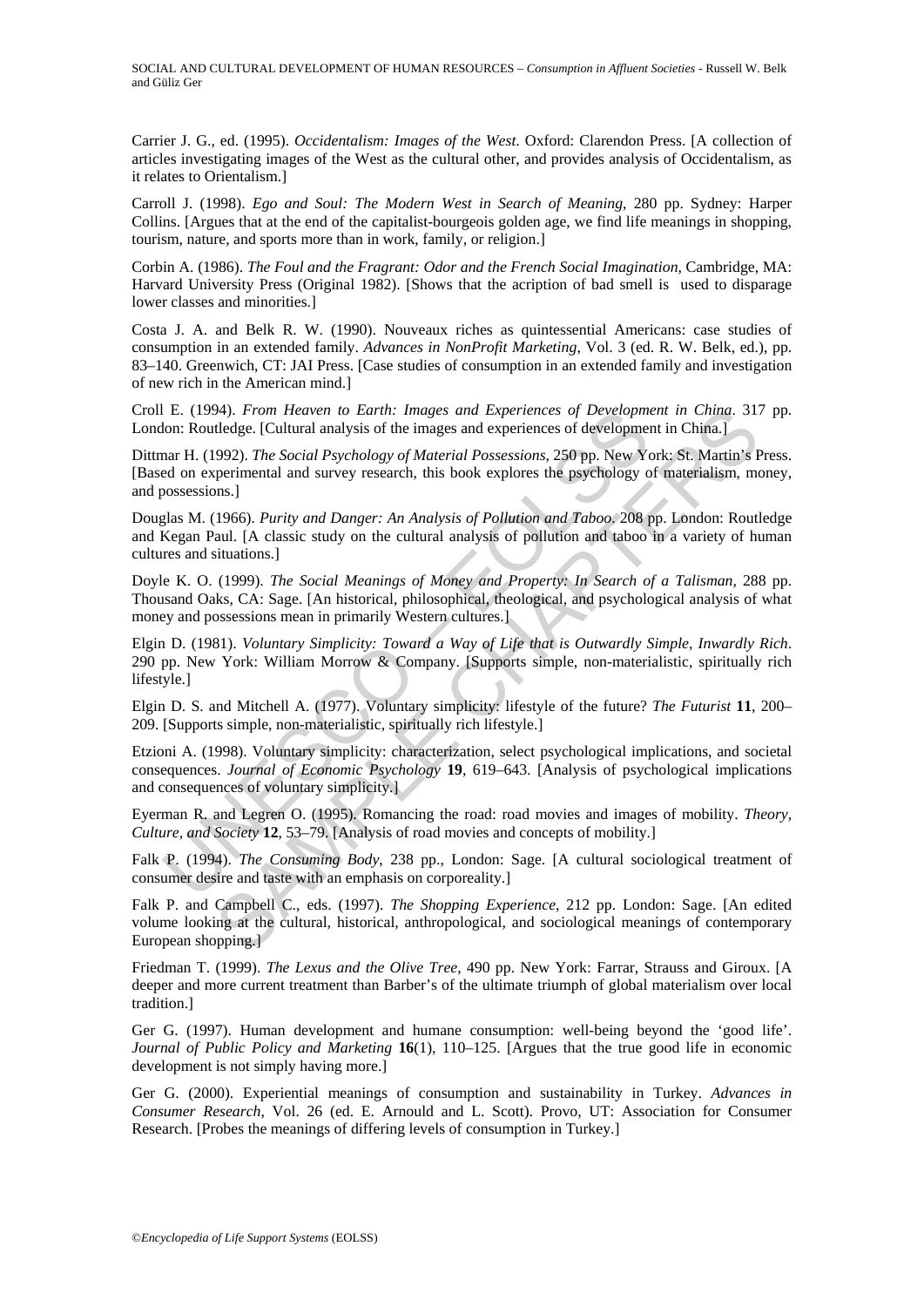Carrier J. G., ed. (1995). *Occidentalism: Images of the West*. Oxford: Clarendon Press. [A collection of articles investigating images of the West as the cultural other, and provides analysis of Occidentalism, as it relates to Orientalism.]

Carroll J. (1998). *Ego and Soul: The Modern West in Search of Meaning*, 280 pp. Sydney: Harper Collins. [Argues that at the end of the capitalist-bourgeois golden age, we find life meanings in shopping, tourism, nature, and sports more than in work, family, or religion.]

Corbin A. (1986). *The Foul and the Fragrant: Odor and the French Social Imagination*, Cambridge, MA: Harvard University Press (Original 1982). [Shows that the acription of bad smell is used to disparage lower classes and minorities.]

Costa J. A. and Belk R. W. (1990). Nouveaux riches as quintessential Americans: case studies of consumption in an extended family. *Advances in NonProfit Marketing*, Vol. 3 (ed. R. W. Belk, ed.), pp. 83–140. Greenwich, CT: JAI Press. [Case studies of consumption in an extended family and investigation of new rich in the American mind.]

Croll E. (1994). *From Heaven to Earth: Images and Experiences of Development in China*. 317 pp. London: Routledge. [Cultural analysis of the images and experiences of development in China.]

Dittmar H. (1992). *The Social Psychology of Material Possessions*, 250 pp. New York: St. Martin's Press. [Based on experimental and survey research, this book explores the psychology of materialism, money, and possessions.]

Douglas M. (1966). *Purity and Danger: An Analysis of Pollution and Taboo*. 208 pp. London: Routledge and Kegan Paul. [A classic study on the cultural analysis of pollution and taboo in a variety of human cultures and situations.]

Doyle K. O. (1999). *The Social Meanings of Money and Property: In Search of a Talisman*, 288 pp. Thousand Oaks, CA: Sage. [An historical, philosophical, theological, and psychological analysis of what money and possessions mean in primarily Western cultures.]

Elgin D. (1981). *Voluntary Simplicity: Toward a Way of Life that is Outwardly Simple, Inwardly Rich*. 290 pp. New York: William Morrow & Company. [Supports simple, non-materialistic, spiritually rich lifestyle.]

Elgin D. S. and Mitchell A. (1977). Voluntary simplicity: lifestyle of the future? *The Futurist* **11**, 200–209. [Supports simple, non-materialistic, spiritually rich lifestyle.]

Etzioni A. (1998). Voluntary simplicity: characterization, select psychological implications, and societal consequences. *Journal of Economic Psychology* **19**, 619–643. [Analysis of psychological implications and consequences of voluntary simplicity.]

Eyerman R. and Legren O. (1995). Romancing the road: road movies and images of mobility. *Theory, Culture, and Society* **12**, 53–79. [Analysis of road movies and concepts of mobility.]

Falk P. (1994). *The Consuming Body*, 238 pp., London: Sage. [A cultural sociological treatment of consumer desire and taste with an emphasis on corporeality.]

Falk P. and Campbell C., eds. (1997). *The Shopping Experience*, 212 pp. London: Sage. [An edited volume looking at the cultural, historical, anthropological, and sociological meanings of contemporary European shopping.]

Friedman T. (1999). *The Lexus and the Olive Tree*, 490 pp. New York: Farrar, Strauss and Giroux. [A deeper and more current treatment than Barber's of the ultimate triumph of global materialism over local tradition.]

Ger G. (1997). Human development and humane consumption: well-being beyond the 'good life'. *Journal of Public Policy and Marketing* **16**(1), 110–125. [Argues that the true good life in economic development is not simply having more.]

Ger G. (2000). Experiential meanings of consumption and sustainability in Turkey. *Advances in Consumer Research*, Vol. 26 (ed. E. Arnould and L. Scott). Provo, UT: Association for Consumer Research. [Probes the meanings of differing levels of consumption in Turkey.]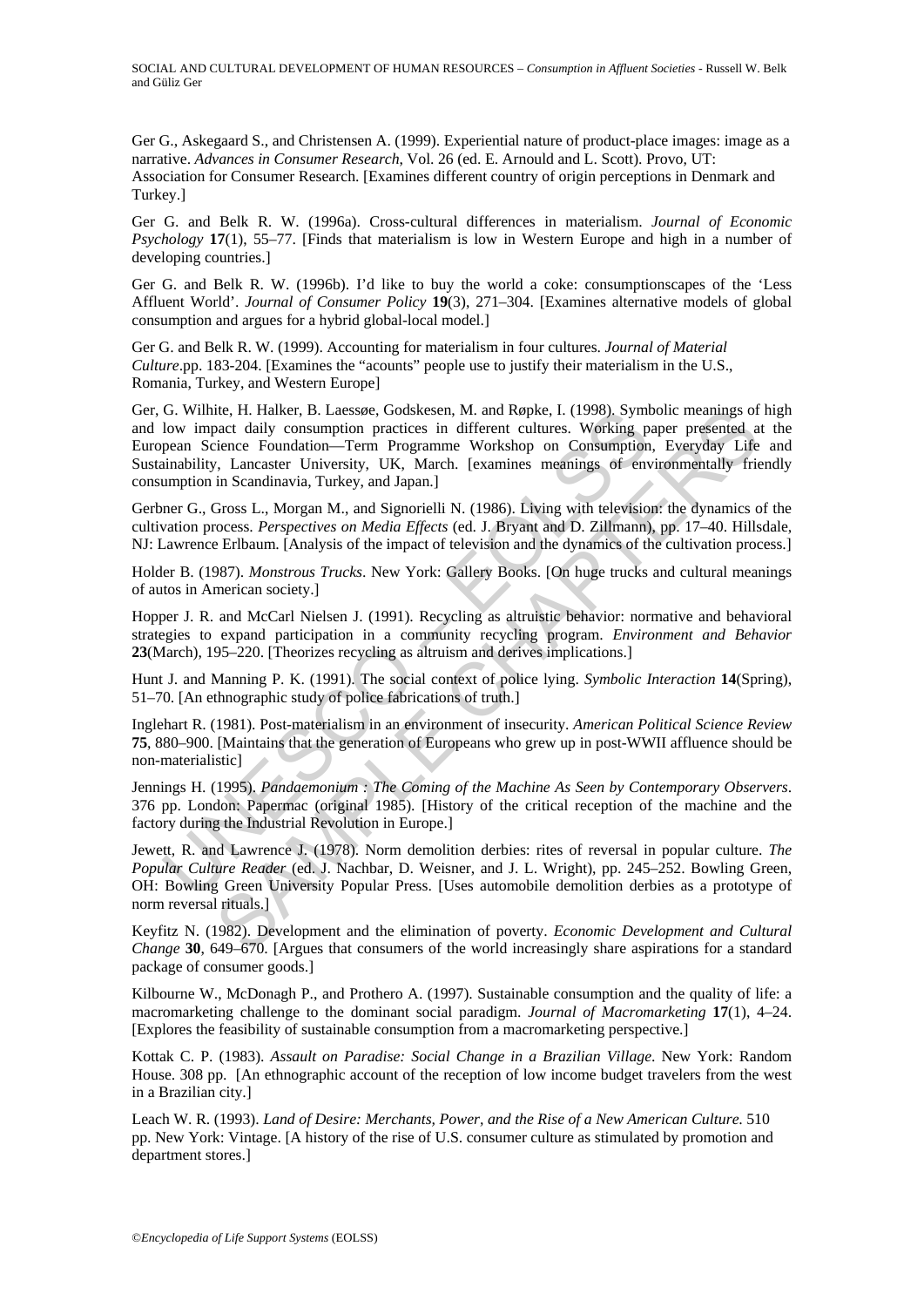Ger G., Askegaard S., and Christensen A. (1999). Experiential nature of product-place images: image as a narrative. *Advances in Consumer Research*, Vol. 26 (ed. E. Arnould and L. Scott). Provo, UT: Association for Consumer Research. [Examines different country of origin perceptions in Denmark and Turkey.]

Ger G. and Belk R. W. (1996a). Cross-cultural differences in materialism. *Journal of Economic Psychology* **17**(1), 55–77. [Finds that materialism is low in Western Europe and high in a number of developing countries.]

Ger G. and Belk R. W. (1996b). I'd like to buy the world a coke: consumptionscapes of the 'Less Affluent World'. *Journal of Consumer Policy* **19**(3), 271–304. [Examines alternative models of global consumption and argues for a hybrid global-local model.]

Ger G. and Belk R. W. (1999). Accounting for materialism in four cultures. *Journal of Material Culture*.pp. 183-204. [Examines the "acounts" people use to justify their materialism in the U.S., Romania, Turkey, and Western Europe]

Ger, G. Wilhite, H. Halker, B. Laessøe, Godskesen, M. and Røpke, I. (1998). Symbolic meanings of high and low impact daily consumption practices in different cultures. Working paper presented at the European Science Foundation—Term Programme Workshop on Consumption, Everyday Life and Sustainability, Lancaster University, UK, March. [examines meanings of environmentally friendly consumption in Scandinavia, Turkey, and Japan.]

Gerbner G., Gross L., Morgan M., and Signorielli N. (1986). Living with television: the dynamics of the cultivation process. *Perspectives on Media Effects* (ed. J. Bryant and D. Zillmann), pp. 17–40. Hillsdale, NJ: Lawrence Erlbaum. [Analysis of the impact of television and the dynamics of the cultivation process.]

Holder B. (1987). *Monstrous Trucks*. New York: Gallery Books. [On huge trucks and cultural meanings of autos in American society.]

Hopper J. R. and McCarl Nielsen J. (1991). Recycling as altruistic behavior: normative and behavioral strategies to expand participation in a community recycling program. *Environment and Behavior* **23**(March), 195–220. [Theorizes recycling as altruism and derives implications.]

Hunt J. and Manning P. K. (1991). The social context of police lying. *Symbolic Interaction* **14**(Spring), 51–70. [An ethnographic study of police fabrications of truth.]

Inglehart R. (1981). Post-materialism in an environment of insecurity. *American Political Science Review* **75**, 880–900. [Maintains that the generation of Europeans who grew up in post-WWII affluence should be non-materialistic]

Jennings H. (1995). *Pandaemonium : The Coming of the Machine As Seen by Contemporary Observers*. 376 pp. London: Papermac (original 1985). [History of the critical reception of the machine and the factory during the Industrial Revolution in Europe.]

Jewett, R. and Lawrence J. (1978). Norm demolition derbies: rites of reversal in popular culture. *The Popular Culture Reader* (ed. J. Nachbar, D. Weisner, and J. L. Wright), pp. 245–252. Bowling Green, OH: Bowling Green University Popular Press. [Uses automobile demolition derbies as a prototype of norm reversal rituals.]

Keyfitz N. (1982). Development and the elimination of poverty. *Economic Development and Cultural Change* **30**, 649–670. [Argues that consumers of the world increasingly share aspirations for a standard package of consumer goods.]

Kilbourne W., McDonagh P., and Prothero A. (1997). Sustainable consumption and the quality of life: a macromarketing challenge to the dominant social paradigm. *Journal of Macromarketing* **17**(1), 4–24. [Explores the feasibility of sustainable consumption from a macromarketing perspective.]

Kottak C. P. (1983). *Assault on Paradise: Social Change in a Brazilian Village*. New York: Random House. 308 pp. [An ethnographic account of the reception of low income budget travelers from the west in a Brazilian city.]

Leach W. R. (1993). *Land of Desire: Merchants, Power, and the Rise of a New American Culture*. 510 pp. New York: Vintage. [A history of the rise of U.S. consumer culture as stimulated by promotion and department stores.]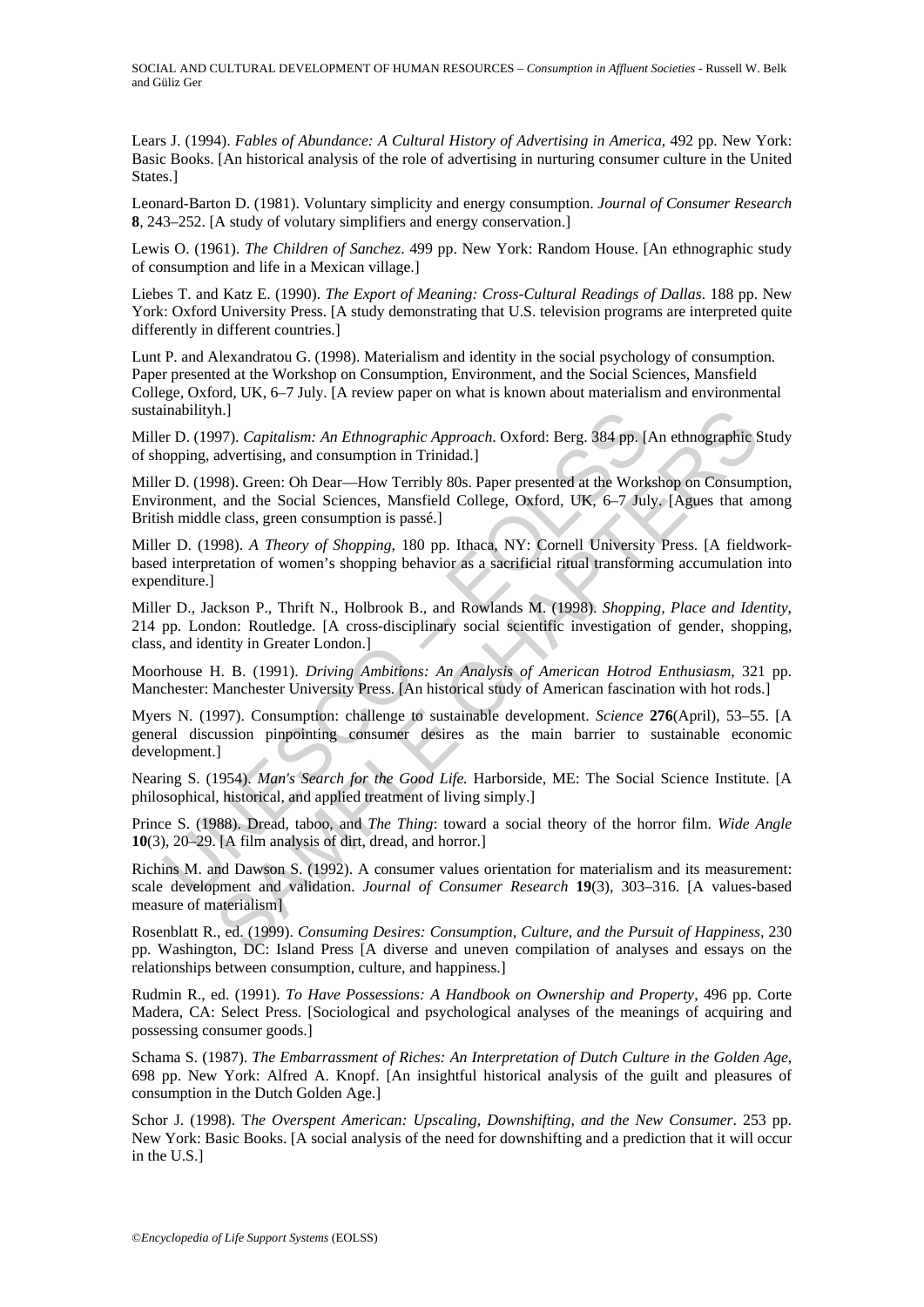Lears J. (1994). *Fables of Abundance: A Cultural History of Advertising in America*, 492 pp. New York: Basic Books. [An historical analysis of the role of advertising in nurturing consumer culture in the United States.]

Leonard-Barton D. (1981). Voluntary simplicity and energy consumption. *Journal of Consumer Research* **8**, 243–252. [A study of volutary simplifiers and energy conservation.]

Lewis O. (1961). *The Children of Sanchez*. 499 pp. New York: Random House. [An ethnographic study of consumption and life in a Mexican village.]

Liebes T. and Katz E. (1990). *The Export of Meaning: Cross-Cultural Readings of Dallas*. 188 pp. New York: Oxford University Press. [A study demonstrating that U.S. television programs are interpreted quite differently in different countries.]

Lunt P. and Alexandratou G. (1998). Materialism and identity in the social psychology of consumption. Paper presented at the Workshop on Consumption, Environment, and the Social Sciences, Mansfield College, Oxford, UK, 6–7 July. [A review paper on what is known about materialism and environmental sustainabilityh.]

Miller D. (1997). *Capitalism: An Ethnographic Approach*. Oxford: Berg. 384 pp. [An ethnographic Study of shopping, advertising, and consumption in Trinidad.]

Miller D. (1998). Green: Oh Dear—How Terribly 80s. Paper presented at the Workshop on Consumption, Environment, and the Social Sciences, Mansfield College, Oxford, UK, 6–7 July. [Agues that among British middle class, green consumption is passé.]

Miller D. (1998). *A Theory of Shopping*, 180 pp. Ithaca, NY: Cornell University Press. [A fieldwork-based interpretation of women's shopping behavior as a sacrificial ritual transforming accumulation into expenditure.]

Miller D., Jackson P., Thrift N., Holbrook B., and Rowlands M. (1998). *Shopping, Place and Identity*, 214 pp. London: Routledge. [A cross-disciplinary social scientific investigation of gender, shopping, class, and identity in Greater London.]

Moorhouse H. B. (1991). *Driving Ambitions: An Analysis of American Hotrod Enthusiasm*, 321 pp. Manchester: Manchester University Press. [An historical study of American fascination with hot rods.]

Myers N. (1997). Consumption: challenge to sustainable development. *Science* **276**(April), 53–55. [A general discussion pinpointing consumer desires as the main barrier to sustainable economic development.]

Nearing S. (1954). *Man's Search for the Good Life.* Harborside, ME: The Social Science Institute. [A philosophical, historical, and applied treatment of living simply.]

Prince S. (1988). Dread, taboo, and *The Thing*: toward a social theory of the horror film. *Wide Angle* **10**(3), 20–29. [A film analysis of dirt, dread, and horror.]

Richins M. and Dawson S. (1992). A consumer values orientation for materialism and its measurement: scale development and validation. *Journal of Consumer Research* **19**(3), 303–316. [A values-based measure of materialism]

Rosenblatt R., ed. (1999). *Consuming Desires: Consumption, Culture, and the Pursuit of Happiness*, 230 pp. Washington, DC: Island Press [A diverse and uneven compilation of analyses and essays on the relationships between consumption, culture, and happiness.]

Rudmin R., ed. (1991). *To Have Possessions: A Handbook on Ownership and Property*, 496 pp. Corte Madera, CA: Select Press. [Sociological and psychological analyses of the meanings of acquiring and possessing consumer goods.]

Schama S. (1987). *The Embarrassment of Riches: An Interpretation of Dutch Culture in the Golden Age*, 698 pp. New York: Alfred A. Knopf. [An insightful historical analysis of the guilt and pleasures of consumption in the Dutch Golden Age.]

Schor J. (1998). T*he Overspent American: Upscaling, Downshifting, and the New Consumer*. 253 pp. New York: Basic Books. [A social analysis of the need for downshifting and a prediction that it will occur in the U.S.]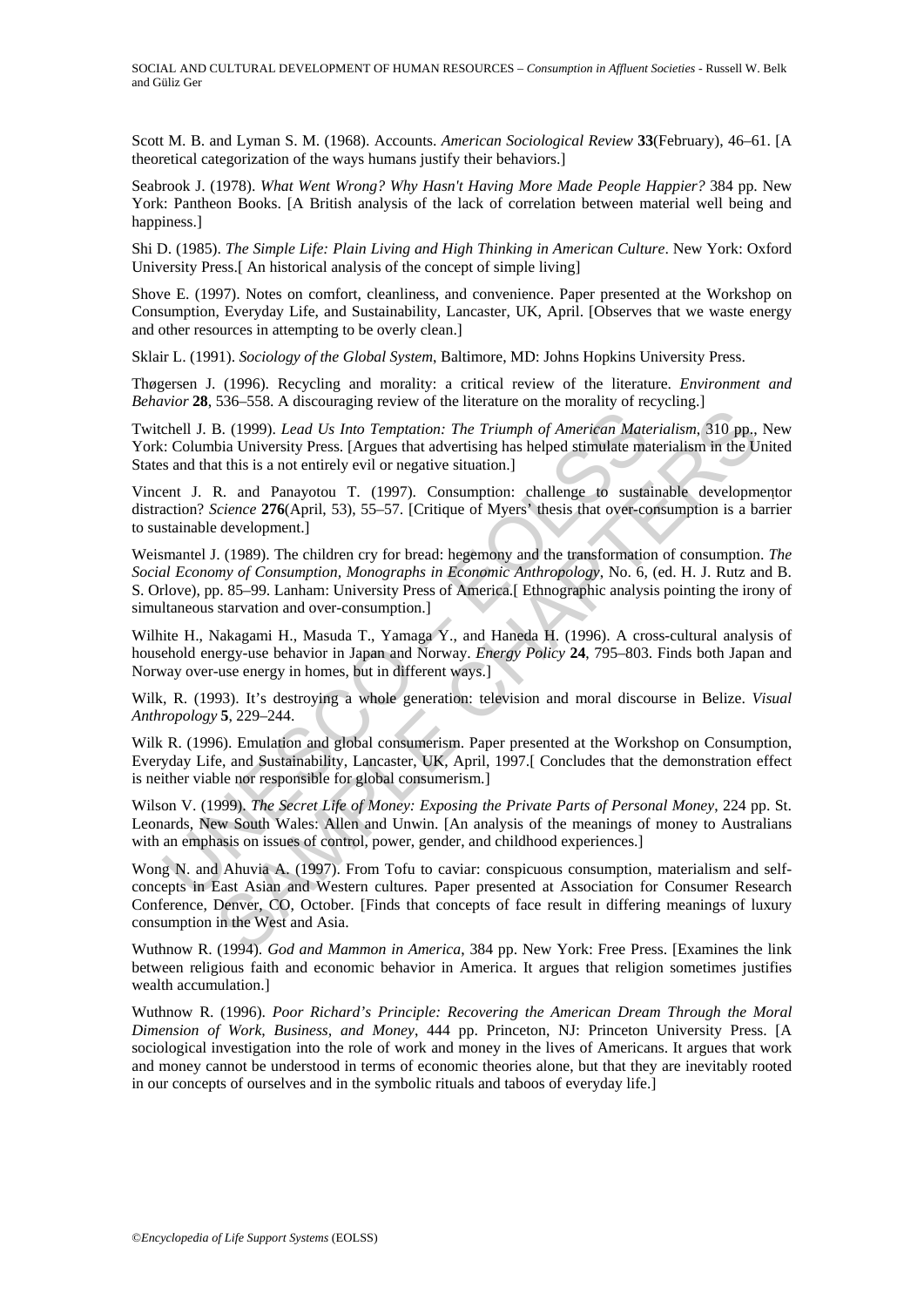Scott M. B. and Lyman S. M. (1968). Accounts. *American Sociological Review* **33**(February), 46–61. [A theoretical categorization of the ways humans justify their behaviors.]

Seabrook J. (1978). *What Went Wrong? Why Hasn't Having More Made People Happier?* 384 pp. New York: Pantheon Books. [A British analysis of the lack of correlation between material well being and happiness.]

Shi D. (1985). *The Simple Life: Plain Living and High Thinking in American Culture*. New York: Oxford University Press.[ An historical analysis of the concept of simple living]

Shove E. (1997). Notes on comfort, cleanliness, and convenience. Paper presented at the Workshop on Consumption, Everyday Life, and Sustainability, Lancaster, UK, April. [Observes that we waste energy and other resources in attempting to be overly clean.]

Sklair L. (1991). *Sociology of the Global System*, Baltimore, MD: Johns Hopkins University Press.

Thøgersen J. (1996). Recycling and morality: a critical review of the literature. *Environment and Behavior* **28**, 536–558. A discouraging review of the literature on the morality of recycling.]

Twitchell J. B. (1999). *Lead Us Into Temptation: The Triumph of American Materialism*, 310 pp., New York: Columbia University Press. [Argues that advertising has helped stimulate materialism in the United States and that this is a not entirely evil or negative situation.]

Vincent J. R. and Panayotou T. (1997). Consumption: challenge to sustainable developmentor distraction? *Science* **276**(April, 53), 55–57. [Critique of Myers' thesis that over-consumption is a barrier to sustainable development.]

Weismantel J. (1989). The children cry for bread: hegemony and the transformation of consumption. *The Social Economy of Consumption, Monographs in Economic Anthropology*, No. 6, (ed. H. J. Rutz and B. S. Orlove), pp. 85–99. Lanham: University Press of America.[ Ethnographic analysis pointing the irony of simultaneous starvation and over-consumption.]

Wilhite H., Nakagami H., Masuda T., Yamaga Y., and Haneda H. (1996). A cross-cultural analysis of household energy-use behavior in Japan and Norway. *Energy Policy* **24**, 795–803. Finds both Japan and Norway over-use energy in homes, but in different ways.]

Wilk, R. (1993). It's destroying a whole generation: television and moral discourse in Belize. *Visual Anthropology* **5**, 229–244.

Wilk R. (1996). Emulation and global consumerism. Paper presented at the Workshop on Consumption, Everyday Life, and Sustainability, Lancaster, UK, April, 1997.[ Concludes that the demonstration effect is neither viable nor responsible for global consumerism.]

Wilson V. (1999). *The Secret Life of Money: Exposing the Private Parts of Personal Money*, 224 pp. St. Leonards, New South Wales: Allen and Unwin. [An analysis of the meanings of money to Australians with an emphasis on issues of control, power, gender, and childhood experiences.]

Wong N. and Ahuvia A. (1997). From Tofu to caviar: conspicuous consumption, materialism and self-concepts in East Asian and Western cultures. Paper presented at Association for Consumer Research Conference, Denver, CO, October. [Finds that concepts of face result in differing meanings of luxury consumption in the West and Asia.

Wuthnow R. (1994). *God and Mammon in America*, 384 pp. New York: Free Press. [Examines the link between religious faith and economic behavior in America. It argues that religion sometimes justifies wealth accumulation.]

Wuthnow R. (1996). *Poor Richard's Principle: Recovering the American Dream Through the Moral Dimension of Work, Business, and Money*, 444 pp. Princeton, NJ: Princeton University Press. [A sociological investigation into the role of work and money in the lives of Americans. It argues that work and money cannot be understood in terms of economic theories alone, but that they are inevitably rooted in our concepts of ourselves and in the symbolic rituals and taboos of everyday life.]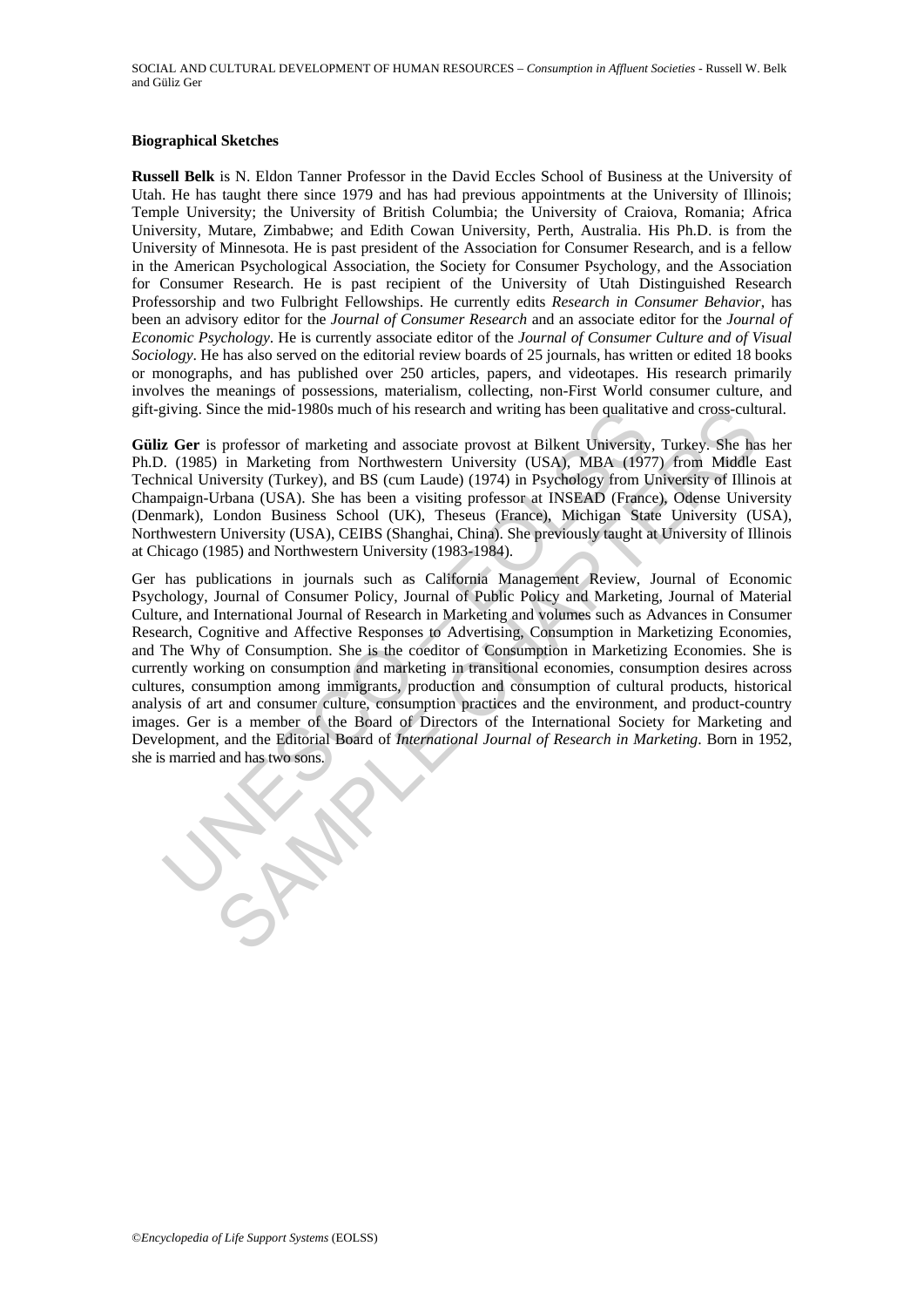### Biographical Sketches

**Russell Belk** is N. Eldon Tanner Professor in the David Eccles School of Business at the University of Utah. He has taught there since 1979 and has had previous appointments at the University of Illinois; Temple University; the University of British Columbia; the University of Craiova, Romania; Africa University, Mutare, Zimbabwe; and Edith Cowan University, Perth, Australia. His Ph.D. is from the University of Minnesota. He is past president of the Association for Consumer Research, and is a fellow in the American Psychological Association, the Society for Consumer Psychology, and the Association for Consumer Research. He is past recipient of the University of Utah Distinguished Research Professorship and two Fulbright Fellowships. He currently edits *Research in Consumer Behavior*, has been an advisory editor for the *Journal of Consumer Research* and an associate editor for the *Journal of Economic Psychology*. He is currently associate editor of the *Journal of Consumer Culture and of Visual Sociology*. He has also served on the editorial review boards of 25 journals, has written or edited 18 books or monographs, and has published over 250 articles, papers, and videotapes. His research primarily involves the meanings of possessions, materialism, collecting, non-First World consumer culture, and gift-giving. Since the mid-1980s much of his research and writing has been qualitative and cross-cultural.

**Güliz Ger** is professor of marketing and associate provost at Bilkent University, Turkey. She has her Ph.D. (1985) in Marketing from Northwestern University (USA), MBA (1977) from Middle East Technical University (Turkey), and BS (cum Laude) (1974) in Psychology from University of Illinois at Champaign-Urbana (USA). She has been a visiting professor at INSEAD (France), Odense University (Denmark), London Business School (UK), Theseus (France), Michigan State University (USA), Northwestern University (USA), CEIBS (Shanghai, China). She previously taught at University of Illinois at Chicago (1985) and Northwestern University (1983-1984).

Ger has publications in journals such as California Management Review, Journal of Economic Psychology, Journal of Consumer Policy, Journal of Public Policy and Marketing, Journal of Material Culture, and International Journal of Research in Marketing and volumes such as Advances in Consumer Research, Cognitive and Affective Responses to Advertising, Consumption in Marketizing Economies, and The Why of Consumption. She is the coeditor of Consumption in Marketizing Economies. She is currently working on consumption and marketing in transitional economies, consumption desires across cultures, consumption among immigrants, production and consumption of cultural products, historical analysis of art and consumer culture, consumption practices and the environment, and product-country images. Ger is a member of the Board of Directors of the International Society for Marketing and Development, and the Editorial Board of *International Journal of Research in Marketing*. Born in 1952, she is married and has two sons.